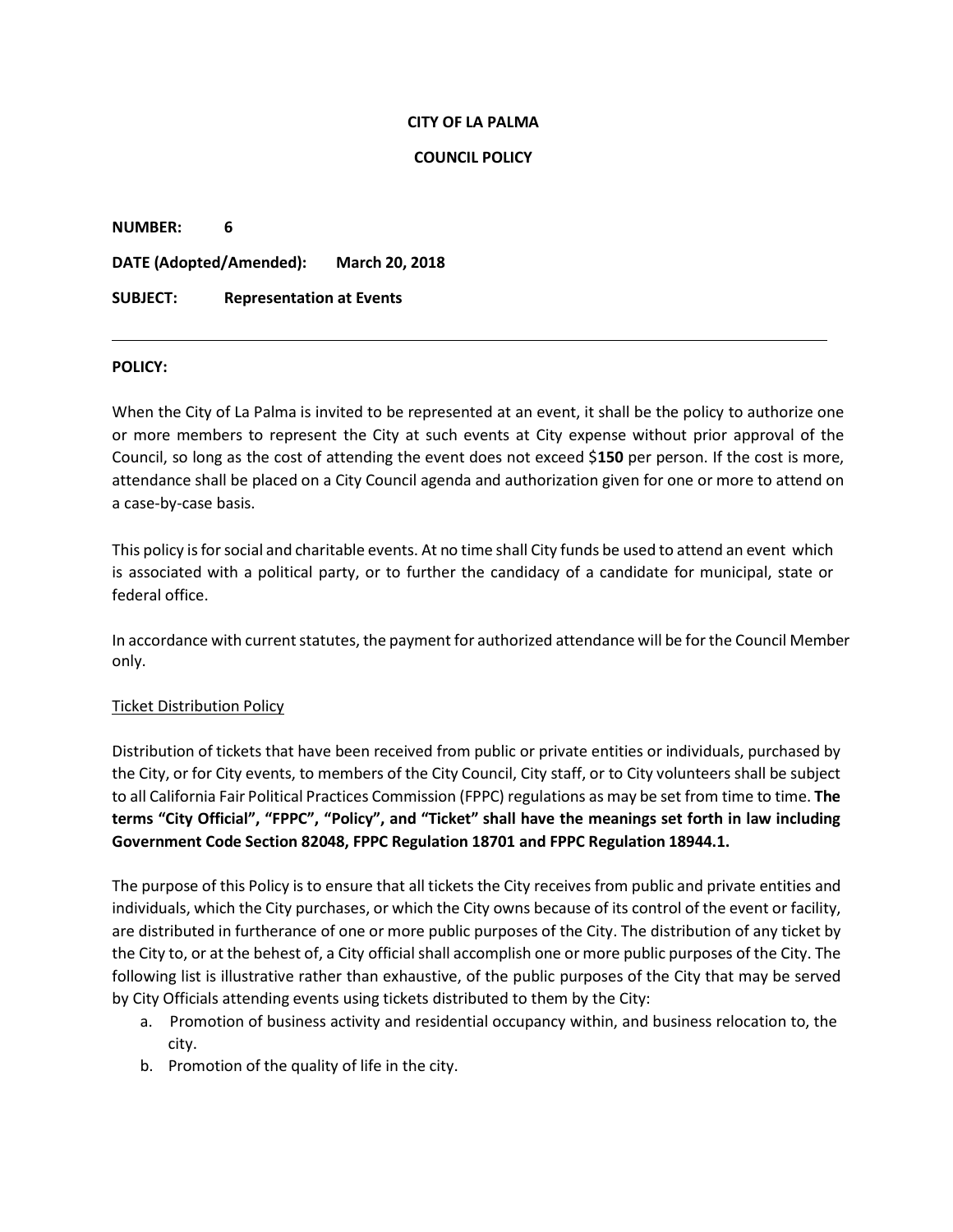**CITY OF LA PALMA**

**COUNCIL POLICY**

**NUMBER:** **6**

**DATE (Adopted/Amended):** **March 20, 2018**

**SUBJECT:** **Representation at Events**

---

**POLICY:**

When the City of La Palma is invited to be represented at an event, it shall be the policy to authorize one or more members to represent the City at such events at City expense without prior approval of the Council, so long as the cost of attending the event does not exceed $**150** per person. If the cost is more, attendance shall be placed on a City Council agenda and authorization given for one or more to attend on a case-by-case basis.

This policy is for social and charitable events. At no time shall City funds be used to attend an event which is associated with a political party, or to further the candidacy of a candidate for municipal, state or federal office.

In accordance with current statutes, the payment for authorized attendance will be for the Council Member only.

Ticket Distribution Policy

Distribution of tickets that have been received from public or private entities or individuals, purchased by the City, or for City events, to members of the City Council, City staff, or to City volunteers shall be subject to all California Fair Political Practices Commission (FPPC) regulations as may be set from time to time. **The terms "City Official", "FPPC", "Policy", and "Ticket" shall have the meanings set forth in law including Government Code Section 82048, FPPC Regulation 18701 and FPPC Regulation 18944.1.**

The purpose of this Policy is to ensure that all tickets the City receives from public and private entities and individuals, which the City purchases, or which the City owns because of its control of the event or facility, are distributed in furtherance of one or more public purposes of the City. The distribution of any ticket by the City to, or at the behest of, a City official shall accomplish one or more public purposes of the City. The following list is illustrative rather than exhaustive, of the public purposes of the City that may be served by City Officials attending events using tickets distributed to them by the City:

a. Promotion of business activity and residential occupancy within, and business relocation to, the city.
b. Promotion of the quality of life in the city.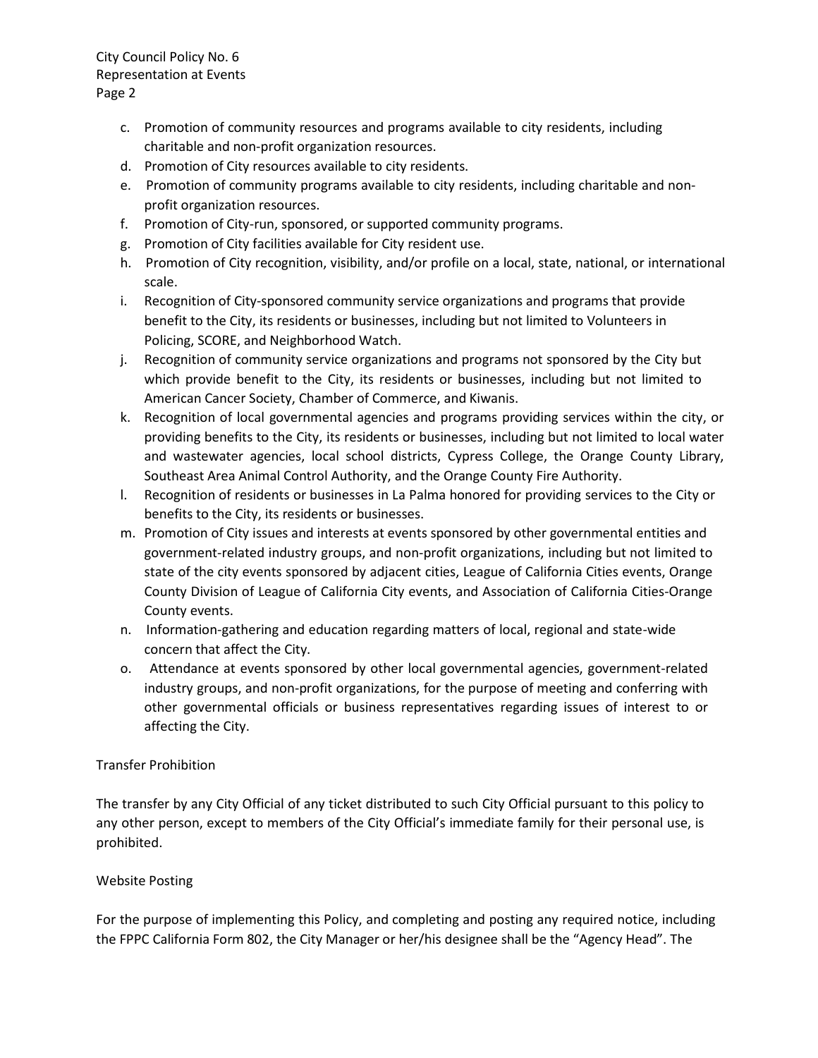c. Promotion of community resources and programs available to city residents, including charitable and non-profit organization resources.
d. Promotion of City resources available to city residents.
e. Promotion of community programs available to city residents, including charitable and non-profit organization resources.
f. Promotion of City-run, sponsored, or supported community programs.
g. Promotion of City facilities available for City resident use.
h. Promotion of City recognition, visibility, and/or profile on a local, state, national, or international scale.
i. Recognition of City-sponsored community service organizations and programs that provide benefit to the City, its residents or businesses, including but not limited to Volunteers in Policing, SCORE, and Neighborhood Watch.
j. Recognition of community service organizations and programs not sponsored by the City but which provide benefit to the City, its residents or businesses, including but not limited to American Cancer Society, Chamber of Commerce, and Kiwanis.
k. Recognition of local governmental agencies and programs providing services within the city, or providing benefits to the City, its residents or businesses, including but not limited to local water and wastewater agencies, local school districts, Cypress College, the Orange County Library, Southeast Area Animal Control Authority, and the Orange County Fire Authority.
l. Recognition of residents or businesses in La Palma honored for providing services to the City or benefits to the City, its residents or businesses.
m. Promotion of City issues and interests at events sponsored by other governmental entities and government-related industry groups, and non-profit organizations, including but not limited to state of the city events sponsored by adjacent cities, League of California Cities events, Orange County Division of League of California City events, and Association of California Cities-Orange County events.
n. Information-gathering and education regarding matters of local, regional and state-wide concern that affect the City.
o. Attendance at events sponsored by other local governmental agencies, government-related industry groups, and non-profit organizations, for the purpose of meeting and conferring with other governmental officials or business representatives regarding issues of interest to or affecting the City.

Transfer Prohibition

The transfer by any City Official of any ticket distributed to such City Official pursuant to this policy to any other person, except to members of the City Official's immediate family for their personal use, is prohibited.

Website Posting

For the purpose of implementing this Policy, and completing and posting any required notice, including the FPPC California Form 802, the City Manager or her/his designee shall be the "Agency Head". The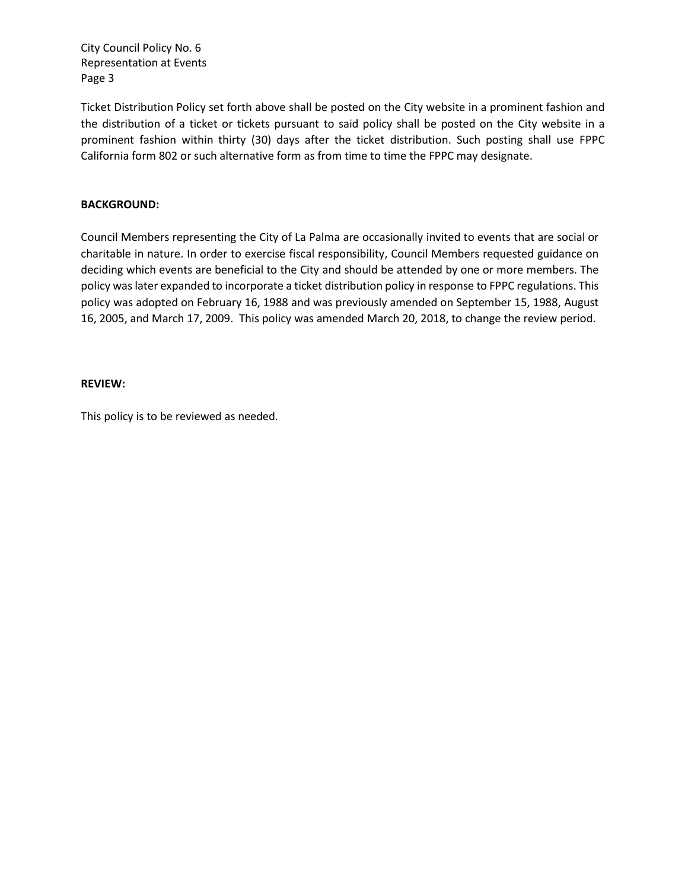Ticket Distribution Policy set forth above shall be posted on the City website in a prominent fashion and the distribution of a ticket or tickets pursuant to said policy shall be posted on the City website in a prominent fashion within thirty (30) days after the ticket distribution. Such posting shall use FPPC California form 802 or such alternative form as from time to time the FPPC may designate.

**BACKGROUND:**

Council Members representing the City of La Palma are occasionally invited to events that are social or charitable in nature. In order to exercise fiscal responsibility, Council Members requested guidance on deciding which events are beneficial to the City and should be attended by one or more members. The policy was later expanded to incorporate a ticket distribution policy in response to FPPC regulations. This policy was adopted on February 16, 1988 and was previously amended on September 15, 1988, August 16, 2005, and March 17, 2009. This policy was amended March 20, 2018, to change the review period.

**REVIEW:**

This policy is to be reviewed as needed.